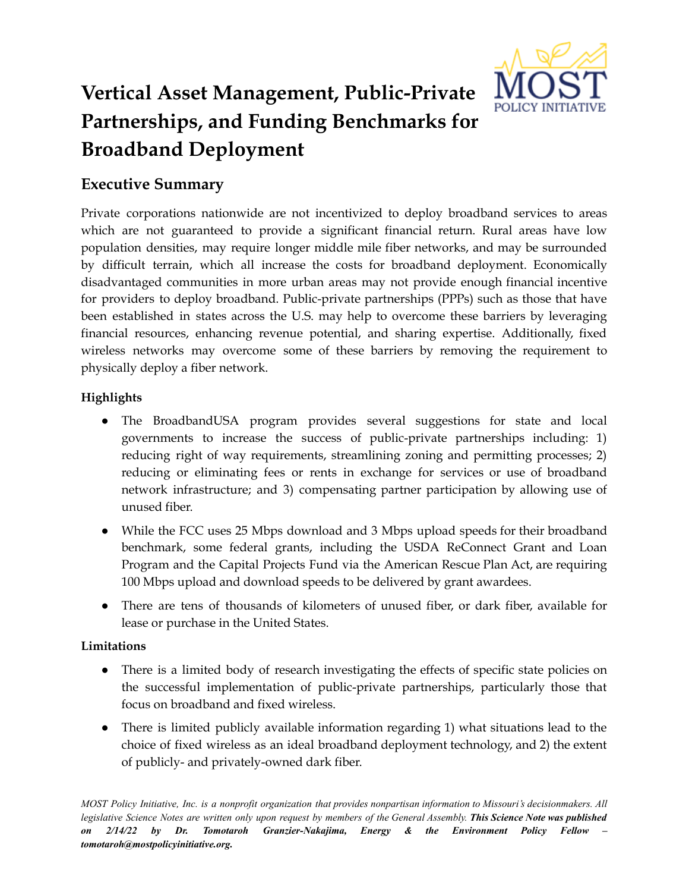# Vertical Asset Management, Public-Private Partnerships, and Funding Benchmarks for Broadband Deployment

## Executive Summary

Private corporations nationwide are not incentivized to deploy broadband services to areas which are not guaranteed to provide a significant financial return. Rural areas have low population densities, may require longer middle mile fiber networks, and may be surrounded by difficult terrain, which all increase the costs for broadband deployment. Economically disadvantaged communities in more urban areas may not provide enough financial incentive for providers to deploy broadband. Public-private partnerships (PPPs) such as those that have been established in states across the U.S. may help to overcome these barriers by leveraging financial resources, enhancing revenue potential, and sharing expertise. Additionally, fixed wireless networks may overcome some of these barriers by removing the requirement to physically deploy a fiber network.

### Highlights

- The BroadbandUSA program provides several suggestions for state and local governments to increase the success of public-private partnerships including: 1) reducing right of way requirements, streamlining zoning and permitting processes; 2) reducing or eliminating fees or rents in exchange for services or use of broadband network infrastructure; and 3) compensating partner participation by allowing use of unused fiber.
- While the FCC uses 25 Mbps download and 3 Mbps upload speeds for their broadband benchmark, some federal grants, including the USDA ReConnect Grant and Loan Program and the Capital Projects Fund via the American Rescue Plan Act, are requiring 100 Mbps upload and download speeds to be delivered by grant awardees.
- There are tens of thousands of kilometers of unused fiber, or dark fiber, available for lease or purchase in the United States.

### Limitations

- There is a limited body of research investigating the effects of specific state policies on the successful implementation of public-private partnerships, particularly those that focus on broadband and fixed wireless.
- There is limited publicly available information regarding 1) what situations lead to the choice of fixed wireless as an ideal broadband deployment technology, and 2) the extent of publicly- and privately-owned dark fiber.

*MOST Policy Initiative, Inc. is a nonprofit organization that provides nonpartisan information to Missouri's decisionmakers. All legislative Science Notes are written only upon request by members of the General Assembly.* ***This Science Note was published on 2/14/22 by Dr. Tomotaroh Granzier-Nakajima, Energy & the Environment Policy Fellow – tomotaroh@mostpolicyinitiative.org.***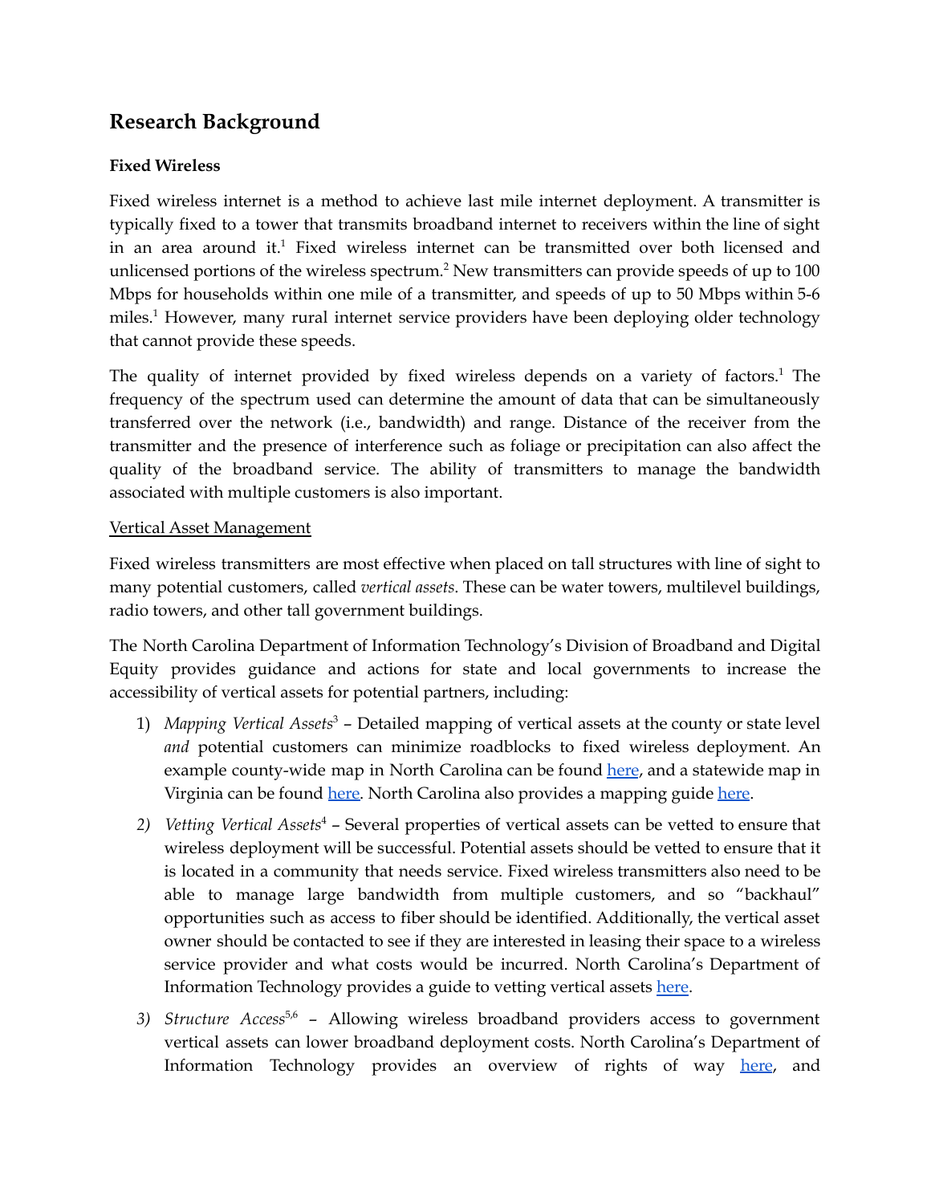## Research Background

**Fixed Wireless**

Fixed wireless internet is a method to achieve last mile internet deployment. A transmitter is typically fixed to a tower that transmits broadband internet to receivers within the line of sight in an area around it.[1] Fixed wireless internet can be transmitted over both licensed and unlicensed portions of the wireless spectrum.[2] New transmitters can provide speeds of up to 100 Mbps for households within one mile of a transmitter, and speeds of up to 50 Mbps within 5-6 miles.[1] However, many rural internet service providers have been deploying older technology that cannot provide these speeds.

The quality of internet provided by fixed wireless depends on a variety of factors.[1] The frequency of the spectrum used can determine the amount of data that can be simultaneously transferred over the network (i.e., bandwidth) and range. Distance of the receiver from the transmitter and the presence of interference such as foliage or precipitation can also affect the quality of the broadband service. The ability of transmitters to manage the bandwidth associated with multiple customers is also important.

Vertical Asset Management

Fixed wireless transmitters are most effective when placed on tall structures with line of sight to many potential customers, called *vertical assets*. These can be water towers, multilevel buildings, radio towers, and other tall government buildings.

The North Carolina Department of Information Technology's Division of Broadband and Digital Equity provides guidance and actions for state and local governments to increase the accessibility of vertical assets for potential partners, including:

1) *Mapping Vertical Assets*[3] – Detailed mapping of vertical assets at the county or state level *and* potential customers can minimize roadblocks to fixed wireless deployment. An example county-wide map in North Carolina can be found here, and a statewide map in Virginia can be found here. North Carolina also provides a mapping guide here.
2) *Vetting Vertical Assets*[4] – Several properties of vertical assets can be vetted to ensure that wireless deployment will be successful. Potential assets should be vetted to ensure that it is located in a community that needs service. Fixed wireless transmitters also need to be able to manage large bandwidth from multiple customers, and so "backhaul" opportunities such as access to fiber should be identified. Additionally, the vertical asset owner should be contacted to see if they are interested in leasing their space to a wireless service provider and what costs would be incurred. North Carolina's Department of Information Technology provides a guide to vetting vertical assets here.
3) *Structure Access*[5,6] – Allowing wireless broadband providers access to government vertical assets can lower broadband deployment costs. North Carolina's Department of Information Technology provides an overview of rights of way here, and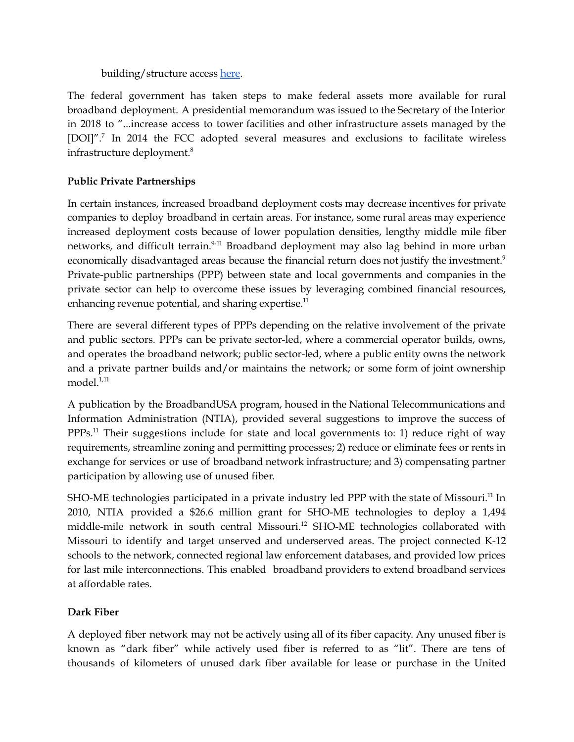building/structure access here.

The federal government has taken steps to make federal assets more available for rural broadband deployment. A presidential memorandum was issued to the Secretary of the Interior in 2018 to "...increase access to tower facilities and other infrastructure assets managed by the [DOI]".[7] In 2014 the FCC adopted several measures and exclusions to facilitate wireless infrastructure deployment.[8]

**Public Private Partnerships**

In certain instances, increased broadband deployment costs may decrease incentives for private companies to deploy broadband in certain areas. For instance, some rural areas may experience increased deployment costs because of lower population densities, lengthy middle mile fiber networks, and difficult terrain.[9-11] Broadband deployment may also lag behind in more urban economically disadvantaged areas because the financial return does not justify the investment.[9] Private-public partnerships (PPP) between state and local governments and companies in the private sector can help to overcome these issues by leveraging combined financial resources, enhancing revenue potential, and sharing expertise.[11]

There are several different types of PPPs depending on the relative involvement of the private and public sectors. PPPs can be private sector-led, where a commercial operator builds, owns, and operates the broadband network; public sector-led, where a public entity owns the network and a private partner builds and/or maintains the network; or some form of joint ownership model.[1,11]

A publication by the BroadbandUSA program, housed in the National Telecommunications and Information Administration (NTIA), provided several suggestions to improve the success of PPPs.[11] Their suggestions include for state and local governments to: 1) reduce right of way requirements, streamline zoning and permitting processes; 2) reduce or eliminate fees or rents in exchange for services or use of broadband network infrastructure; and 3) compensating partner participation by allowing use of unused fiber.

SHO-ME technologies participated in a private industry led PPP with the state of Missouri.[11] In 2010, NTIA provided a $26.6 million grant for SHO-ME technologies to deploy a 1,494 middle-mile network in south central Missouri.[12] SHO-ME technologies collaborated with Missouri to identify and target unserved and underserved areas. The project connected K-12 schools to the network, connected regional law enforcement databases, and provided low prices for last mile interconnections. This enabled broadband providers to extend broadband services at affordable rates.

**Dark Fiber**

A deployed fiber network may not be actively using all of its fiber capacity. Any unused fiber is known as "dark fiber" while actively used fiber is referred to as "lit". There are tens of thousands of kilometers of unused dark fiber available for lease or purchase in the United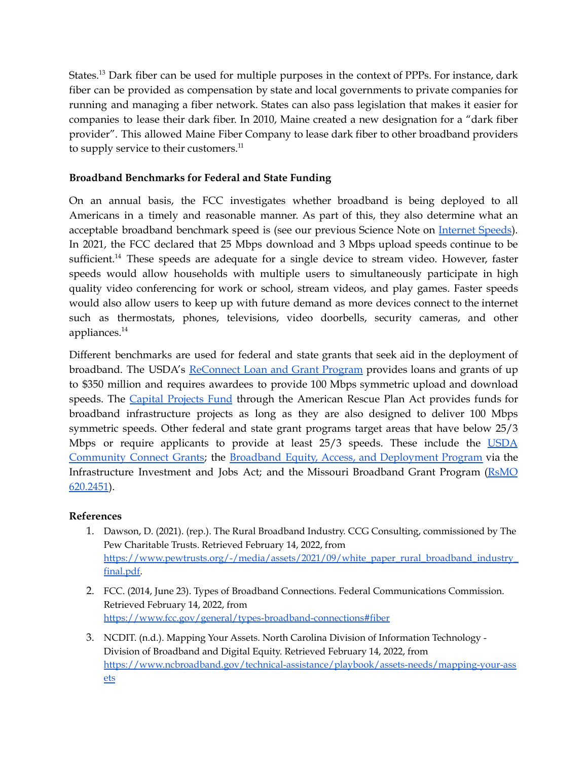States.[13] Dark fiber can be used for multiple purposes in the context of PPPs. For instance, dark fiber can be provided as compensation by state and local governments to private companies for running and managing a fiber network. States can also pass legislation that makes it easier for companies to lease their dark fiber. In 2010, Maine created a new designation for a "dark fiber provider". This allowed Maine Fiber Company to lease dark fiber to other broadband providers to supply service to their customers.[11]

**Broadband Benchmarks for Federal and State Funding**

On an annual basis, the FCC investigates whether broadband is being deployed to all Americans in a timely and reasonable manner. As part of this, they also determine what an acceptable broadband benchmark speed is (see our previous Science Note on [Internet Speeds](Internet Speeds)). In 2021, the FCC declared that 25 Mbps download and 3 Mbps upload speeds continue to be sufficient.[14] These speeds are adequate for a single device to stream video. However, faster speeds would allow households with multiple users to simultaneously participate in high quality video conferencing for work or school, stream videos, and play games. Faster speeds would also allow users to keep up with future demand as more devices connect to the internet such as thermostats, phones, televisions, video doorbells, security cameras, and other appliances.[14]

Different benchmarks are used for federal and state grants that seek aid in the deployment of broadband. The USDA's [ReConnect Loan and Grant Program](ReConnect Loan and Grant Program) provides loans and grants of up to $350 million and requires awardees to provide 100 Mbps symmetric upload and download speeds. The [Capital Projects Fund](Capital Projects Fund) through the American Rescue Plan Act provides funds for broadband infrastructure projects as long as they are also designed to deliver 100 Mbps symmetric speeds. Other federal and state grant programs target areas that have below 25/3 Mbps or require applicants to provide at least 25/3 speeds. These include the [USDA Community Connect Grants](USDA Community Connect Grants); the [Broadband Equity, Access, and Deployment Program](Broadband Equity, Access, and Deployment Program) via the Infrastructure Investment and Jobs Act; and the Missouri Broadband Grant Program ([RsMO 620.2451](RsMO 620.2451)).

**References**

1. Dawson, D. (2021). (rep.). The Rural Broadband Industry. CCG Consulting, commissioned by The Pew Charitable Trusts. Retrieved February 14, 2022, from https://www.pewtrusts.org/-/media/assets/2021/09/white_paper_rural_broadband_industry_final.pdf.

2. FCC. (2014, June 23). Types of Broadband Connections. Federal Communications Commission. Retrieved February 14, 2022, from https://www.fcc.gov/general/types-broadband-connections#fiber

3. NCDIT. (n.d.). Mapping Your Assets. North Carolina Division of Information Technology - Division of Broadband and Digital Equity. Retrieved February 14, 2022, from https://www.ncbroadband.gov/technical-assistance/playbook/assets-needs/mapping-your-assets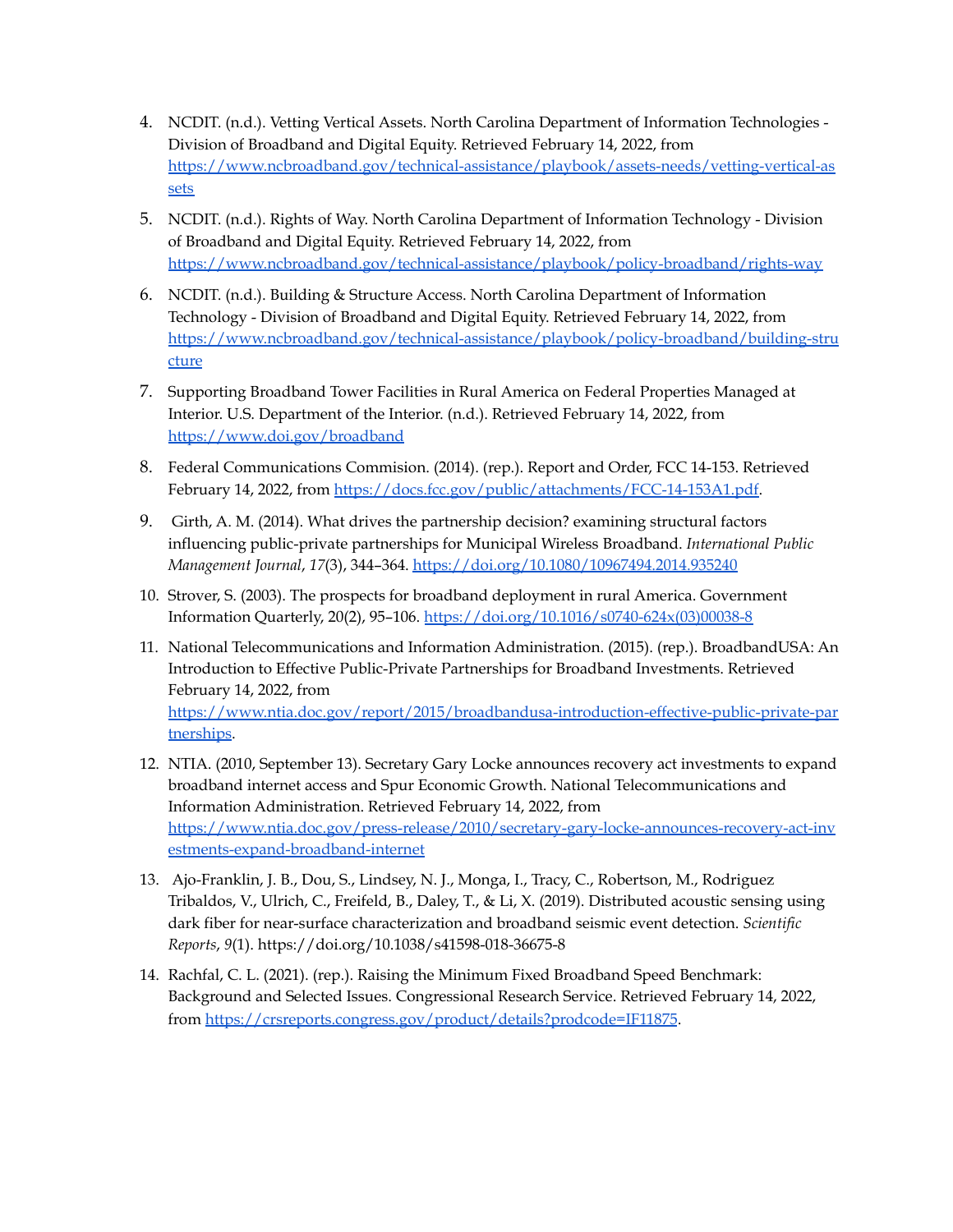4. NCDIT. (n.d.). Vetting Vertical Assets. North Carolina Department of Information Technologies - Division of Broadband and Digital Equity. Retrieved February 14, 2022, from https://www.ncbroadband.gov/technical-assistance/playbook/assets-needs/vetting-vertical-assets

5. NCDIT. (n.d.). Rights of Way. North Carolina Department of Information Technology - Division of Broadband and Digital Equity. Retrieved February 14, 2022, from https://www.ncbroadband.gov/technical-assistance/playbook/policy-broadband/rights-way

6. NCDIT. (n.d.). Building & Structure Access. North Carolina Department of Information Technology - Division of Broadband and Digital Equity. Retrieved February 14, 2022, from https://www.ncbroadband.gov/technical-assistance/playbook/policy-broadband/building-structure

7. Supporting Broadband Tower Facilities in Rural America on Federal Properties Managed at Interior. U.S. Department of the Interior. (n.d.). Retrieved February 14, 2022, from https://www.doi.gov/broadband

8. Federal Communications Commision. (2014). (rep.). Report and Order, FCC 14-153. Retrieved February 14, 2022, from https://docs.fcc.gov/public/attachments/FCC-14-153A1.pdf.

9. Girth, A. M. (2014). What drives the partnership decision? examining structural factors influencing public-private partnerships for Municipal Wireless Broadband. *International Public Management Journal*, *17*(3), 344–364. https://doi.org/10.1080/10967494.2014.935240

10. Strover, S. (2003). The prospects for broadband deployment in rural America. Government Information Quarterly, 20(2), 95–106. https://doi.org/10.1016/s0740-624x(03)00038-8

11. National Telecommunications and Information Administration. (2015). (rep.). BroadbandUSA: An Introduction to Effective Public-Private Partnerships for Broadband Investments. Retrieved February 14, 2022, from https://www.ntia.doc.gov/report/2015/broadbandusa-introduction-effective-public-private-partnerships.

12. NTIA. (2010, September 13). Secretary Gary Locke announces recovery act investments to expand broadband internet access and Spur Economic Growth. National Telecommunications and Information Administration. Retrieved February 14, 2022, from https://www.ntia.doc.gov/press-release/2010/secretary-gary-locke-announces-recovery-act-investments-expand-broadband-internet

13. Ajo-Franklin, J. B., Dou, S., Lindsey, N. J., Monga, I., Tracy, C., Robertson, M., Rodriguez Tribaldos, V., Ulrich, C., Freifeld, B., Daley, T., & Li, X. (2019). Distributed acoustic sensing using dark fiber for near-surface characterization and broadband seismic event detection. *Scientific Reports*, *9*(1). https://doi.org/10.1038/s41598-018-36675-8

14. Rachfal, C. L. (2021). (rep.). Raising the Minimum Fixed Broadband Speed Benchmark: Background and Selected Issues. Congressional Research Service. Retrieved February 14, 2022, from https://crsreports.congress.gov/product/details?prodcode=IF11875.